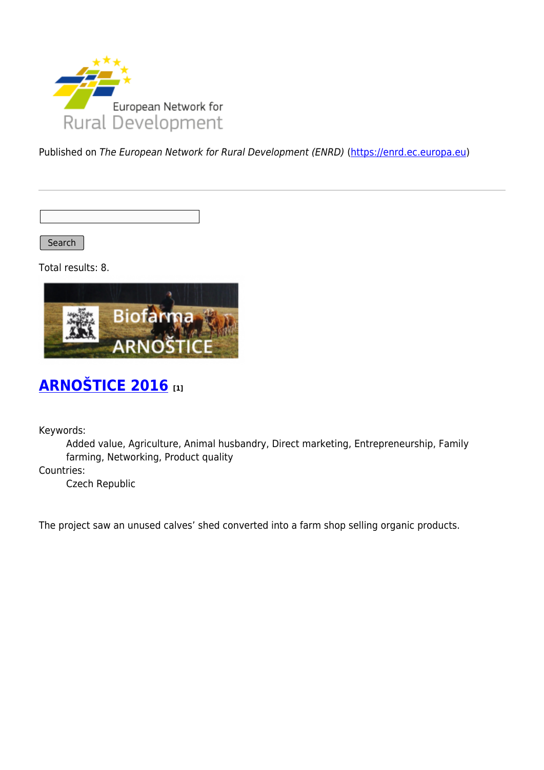Published on *The European Network for Rural Development (ENRD)* (https://enrd.ec.europa.eu)

Search

Total results: 8.

## ARNOŠTICE 2016 [1]

Keywords:
: Added value, Agriculture, Animal husbandry, Direct marketing, Entrepreneurship, Family farming, Networking, Product quality

Countries:
: Czech Republic

The project saw an unused calves' shed converted into a farm shop selling organic products.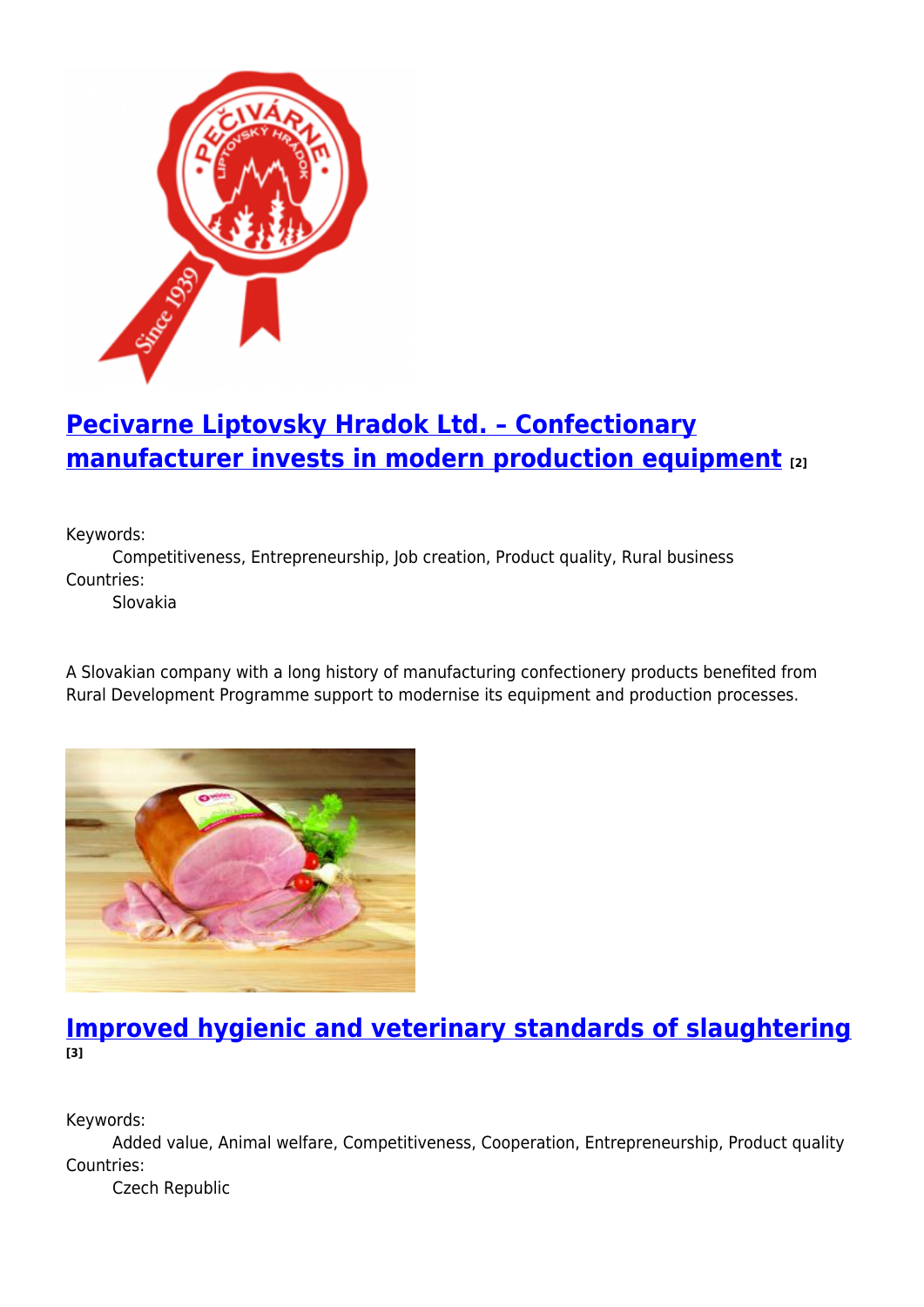## [Pecivarne Liptovsky Hradok Ltd. – Confectionary manufacturer invests in modern production equipment](#) [2]

Keywords:
Competitiveness, Entrepreneurship, Job creation, Product quality, Rural business
Countries:
Slovakia

A Slovakian company with a long history of manufacturing confectionery products benefited from Rural Development Programme support to modernise its equipment and production processes.

## [Improved hygienic and veterinary standards of slaughtering](#) [3]

Keywords:
Added value, Animal welfare, Competitiveness, Cooperation, Entrepreneurship, Product quality
Countries:
Czech Republic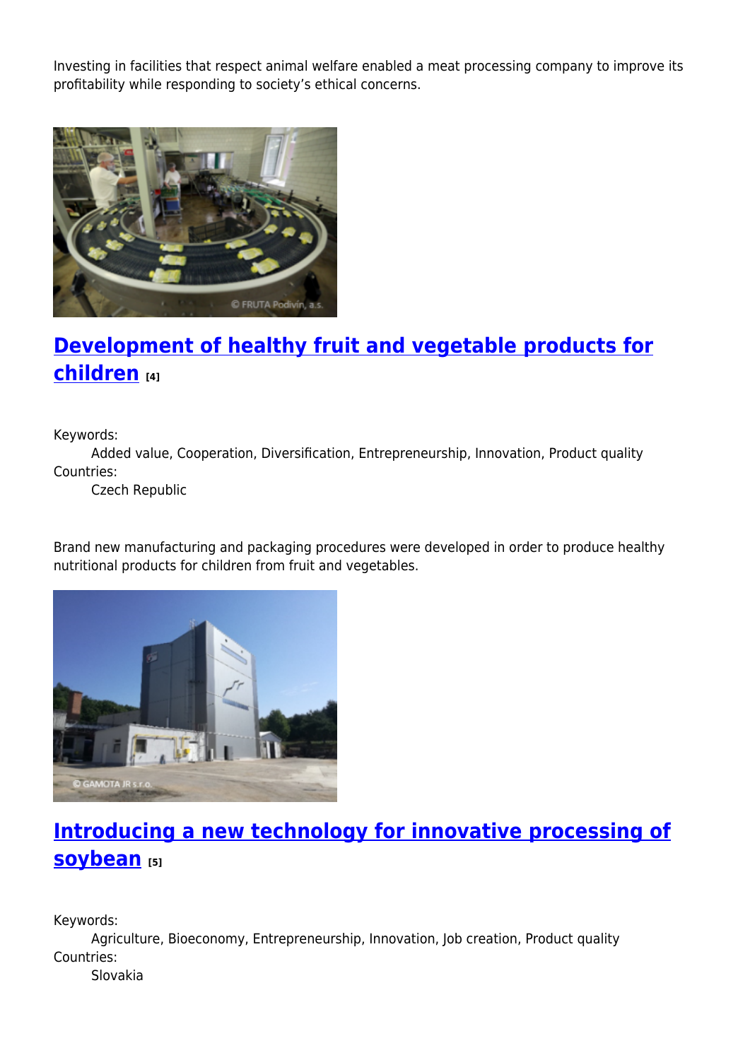Investing in facilities that respect animal welfare enabled a meat processing company to improve its profitability while responding to society's ethical concerns.

## Development of healthy fruit and vegetable products for children [4]

Keywords:
Added value, Cooperation, Diversification, Entrepreneurship, Innovation, Product quality

Countries:
Czech Republic

Brand new manufacturing and packaging procedures were developed in order to produce healthy nutritional products for children from fruit and vegetables.

## Introducing a new technology for innovative processing of soybean [5]

Keywords:
Agriculture, Bioeconomy, Entrepreneurship, Innovation, Job creation, Product quality

Countries:
Slovakia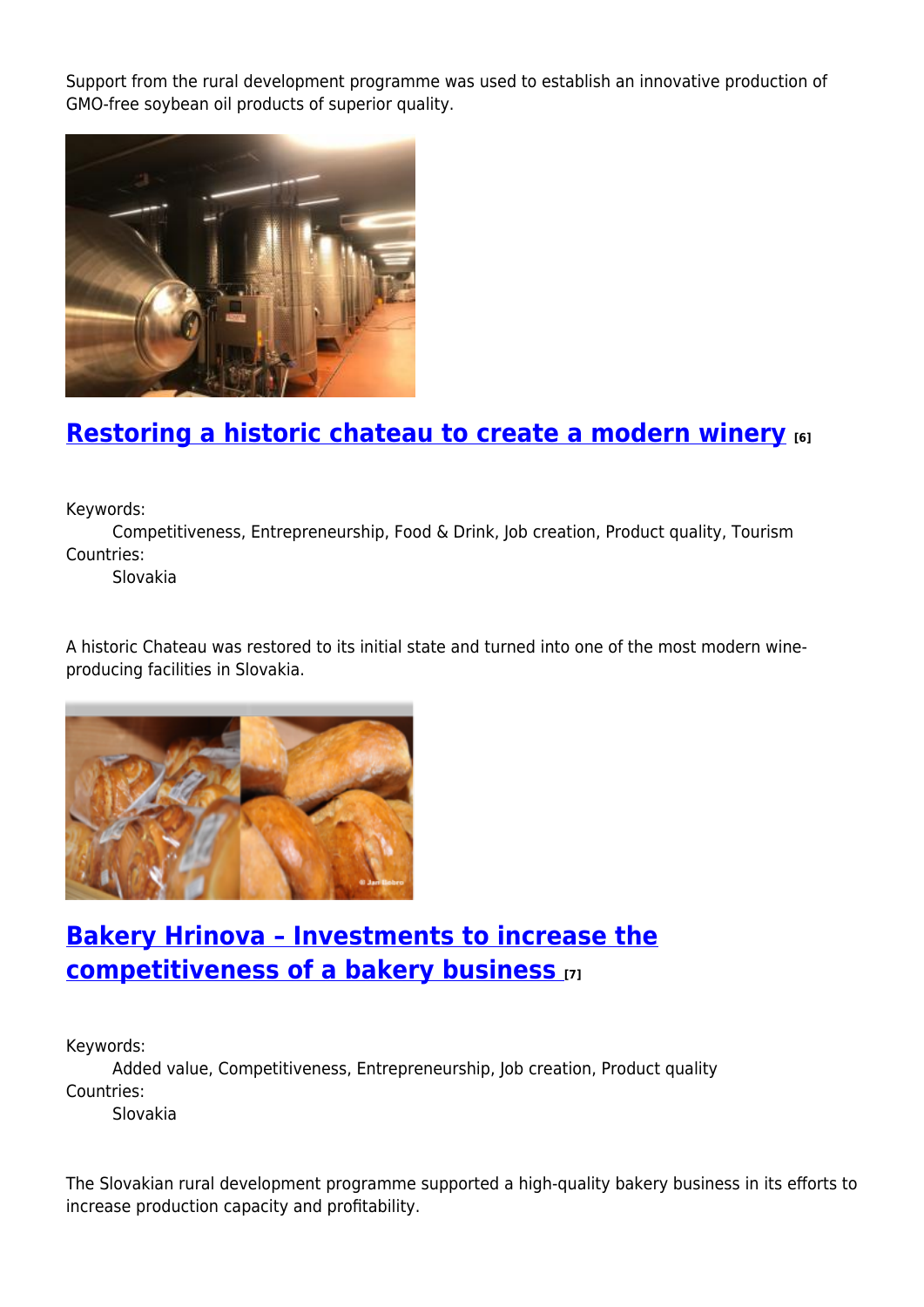Support from the rural development programme was used to establish an innovative production of GMO-free soybean oil products of superior quality.

## Restoring a historic chateau to create a modern winery [6]

Keywords:
Competitiveness, Entrepreneurship, Food & Drink, Job creation, Product quality, Tourism

Countries:
Slovakia

A historic Chateau was restored to its initial state and turned into one of the most modern wine-producing facilities in Slovakia.

## Bakery Hrinova – Investments to increase the competitiveness of a bakery business [7]

Keywords:
Added value, Competitiveness, Entrepreneurship, Job creation, Product quality

Countries:
Slovakia

The Slovakian rural development programme supported a high-quality bakery business in its efforts to increase production capacity and profitability.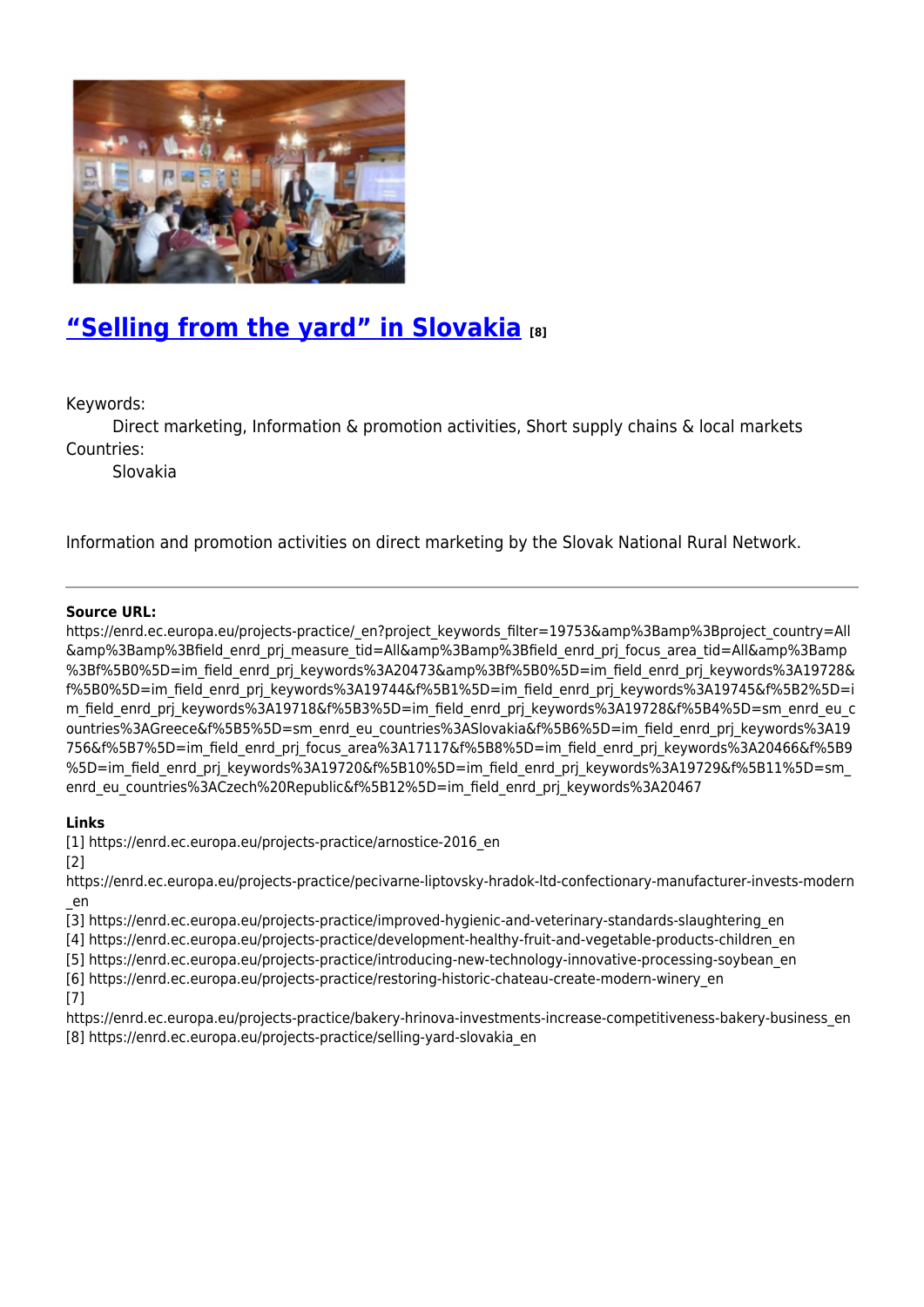## “Selling from the yard” in Slovakia [8]

Keywords:
Direct marketing, Information & promotion activities, Short supply chains & local markets

Countries:
Slovakia

Information and promotion activities on direct marketing by the Slovak National Rural Network.

---

**Source URL:**
https://enrd.ec.europa.eu/projects-practice/_en?project_keywords_filter=19753&amp%3Bamp%3Bproject_country=All&amp%3Bamp%3Bfield_enrd_prj_measure_tid=All&amp%3Bamp%3Bfield_enrd_prj_focus_area_tid=All&amp%3Bamp%3Bf%5B0%5D=im_field_enrd_prj_keywords%3A20473&amp%3Bf%5B0%5D=im_field_enrd_prj_keywords%3A19728&f%5B0%5D=im_field_enrd_prj_keywords%3A19744&f%5B1%5D=im_field_enrd_prj_keywords%3A19745&f%5B2%5D=im_field_enrd_prj_keywords%3A19718&f%5B3%5D=im_field_enrd_prj_keywords%3A19728&f%5B4%5D=sm_enrd_eu_countries%3AGreece&f%5B5%5D=sm_enrd_eu_countries%3ASlovakia&f%5B6%5D=im_field_enrd_prj_keywords%3A19756&f%5B7%5D=im_field_enrd_prj_focus_area%3A17117&f%5B8%5D=im_field_enrd_prj_keywords%3A20466&f%5B9%5D=im_field_enrd_prj_keywords%3A19720&f%5B10%5D=im_field_enrd_prj_keywords%3A19729&f%5B11%5D=sm_enrd_eu_countries%3ACzech%20Republic&f%5B12%5D=im_field_enrd_prj_keywords%3A20467

**Links**
[1] https://enrd.ec.europa.eu/projects-practice/arnostice-2016_en
[2] https://enrd.ec.europa.eu/projects-practice/pecivarne-liptovsky-hradok-ltd-confectionary-manufacturer-invests-modern_en
[3] https://enrd.ec.europa.eu/projects-practice/improved-hygienic-and-veterinary-standards-slaughtering_en
[4] https://enrd.ec.europa.eu/projects-practice/development-healthy-fruit-and-vegetable-products-children_en
[5] https://enrd.ec.europa.eu/projects-practice/introducing-new-technology-innovative-processing-soybean_en
[6] https://enrd.ec.europa.eu/projects-practice/restoring-historic-chateau-create-modern-winery_en
[7] https://enrd.ec.europa.eu/projects-practice/bakery-hrinova-investments-increase-competitiveness-bakery-business_en
[8] https://enrd.ec.europa.eu/projects-practice/selling-yard-slovakia_en